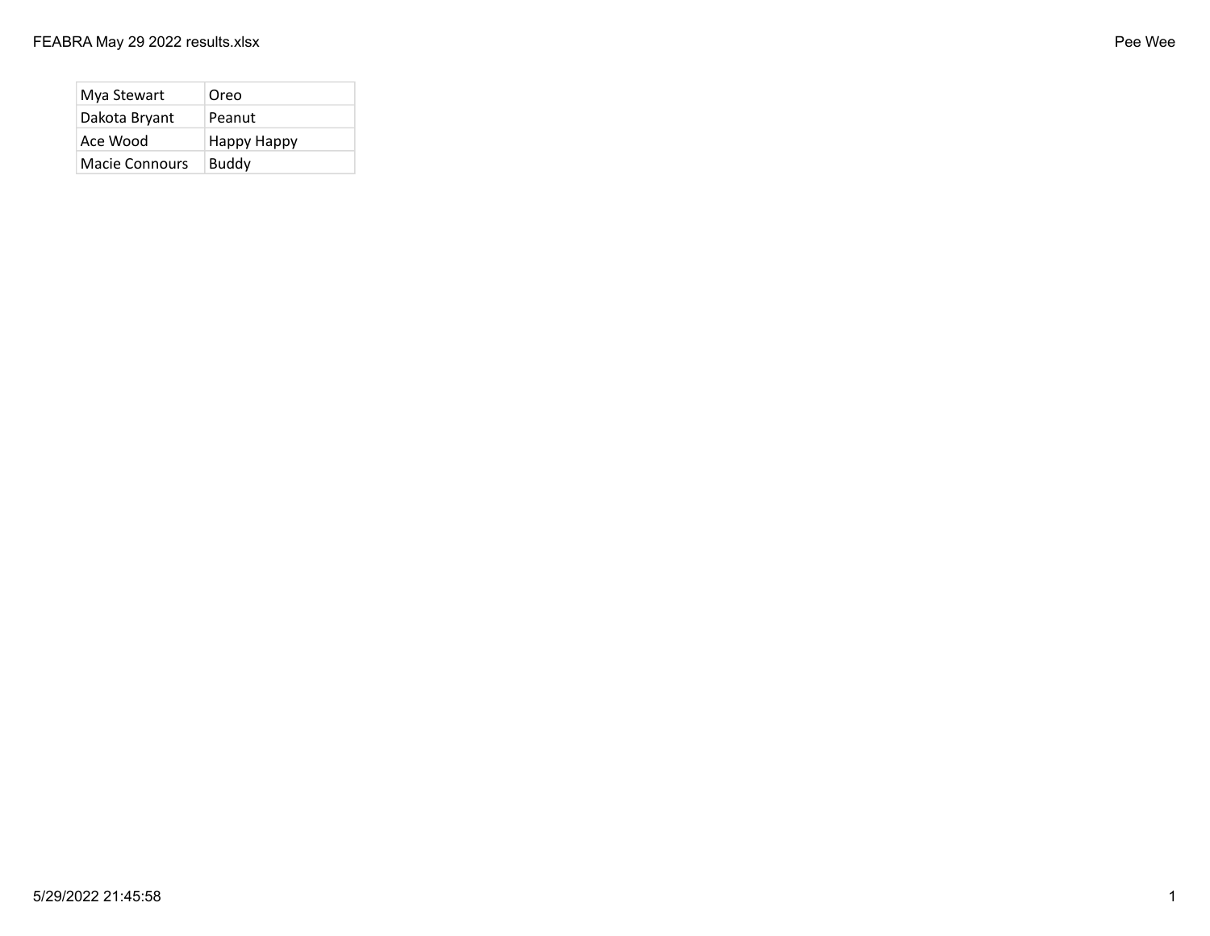| | |
|---|---|
| Mya Stewart | Oreo |
| Dakota Bryant | Peanut |
| Ace Wood | Happy Happy |
| Macie Connours | Buddy |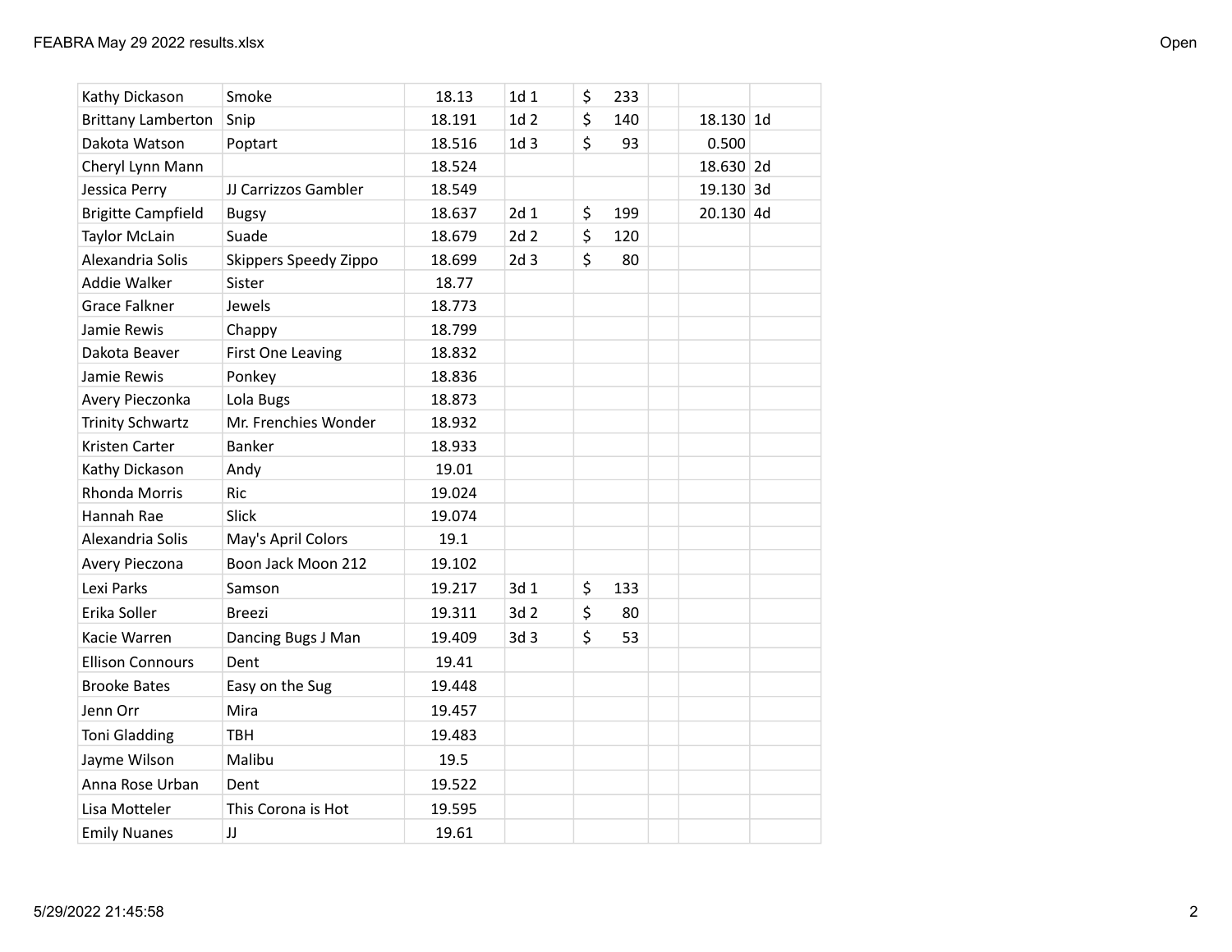| | | | | | | | |
|---|---|---|---|---|---|---|---|
| Kathy Dickason | Smoke | 18.13 | 1d 1 | $ 233 | | | |
| Brittany Lamberton | Snip | 18.191 | 1d 2 | $ 140 | | 18.130 | 1d |
| Dakota Watson | Poptart | 18.516 | 1d 3 | $ 93 | | 0.500 | |
| Cheryl Lynn Mann | | 18.524 | | | | 18.630 | 2d |
| Jessica Perry | JJ Carrizzos Gambler | 18.549 | | | | 19.130 | 3d |
| Brigitte Campfield | Bugsy | 18.637 | 2d 1 | $ 199 | | 20.130 | 4d |
| Taylor McLain | Suade | 18.679 | 2d 2 | $ 120 | | | |
| Alexandria Solis | Skippers Speedy Zippo | 18.699 | 2d 3 | $ 80 | | | |
| Addie Walker | Sister | 18.77 | | | | | |
| Grace Falkner | Jewels | 18.773 | | | | | |
| Jamie Rewis | Chappy | 18.799 | | | | | |
| Dakota Beaver | First One Leaving | 18.832 | | | | | |
| Jamie Rewis | Ponkey | 18.836 | | | | | |
| Avery Pieczonka | Lola Bugs | 18.873 | | | | | |
| Trinity Schwartz | Mr. Frenchies Wonder | 18.932 | | | | | |
| Kristen Carter | Banker | 18.933 | | | | | |
| Kathy Dickason | Andy | 19.01 | | | | | |
| Rhonda Morris | Ric | 19.024 | | | | | |
| Hannah Rae | Slick | 19.074 | | | | | |
| Alexandria Solis | May's April Colors | 19.1 | | | | | |
| Avery Pieczona | Boon Jack Moon 212 | 19.102 | | | | | |
| Lexi Parks | Samson | 19.217 | 3d 1 | $ 133 | | | |
| Erika Soller | Breezi | 19.311 | 3d 2 | $ 80 | | | |
| Kacie Warren | Dancing Bugs J Man | 19.409 | 3d 3 | $ 53 | | | |
| Ellison Connours | Dent | 19.41 | | | | | |
| Brooke Bates | Easy on the Sug | 19.448 | | | | | |
| Jenn Orr | Mira | 19.457 | | | | | |
| Toni Gladding | TBH | 19.483 | | | | | |
| Jayme Wilson | Malibu | 19.5 | | | | | |
| Anna Rose Urban | Dent | 19.522 | | | | | |
| Lisa Motteler | This Corona is Hot | 19.595 | | | | | |
| Emily Nuanes | JJ | 19.61 | | | | | |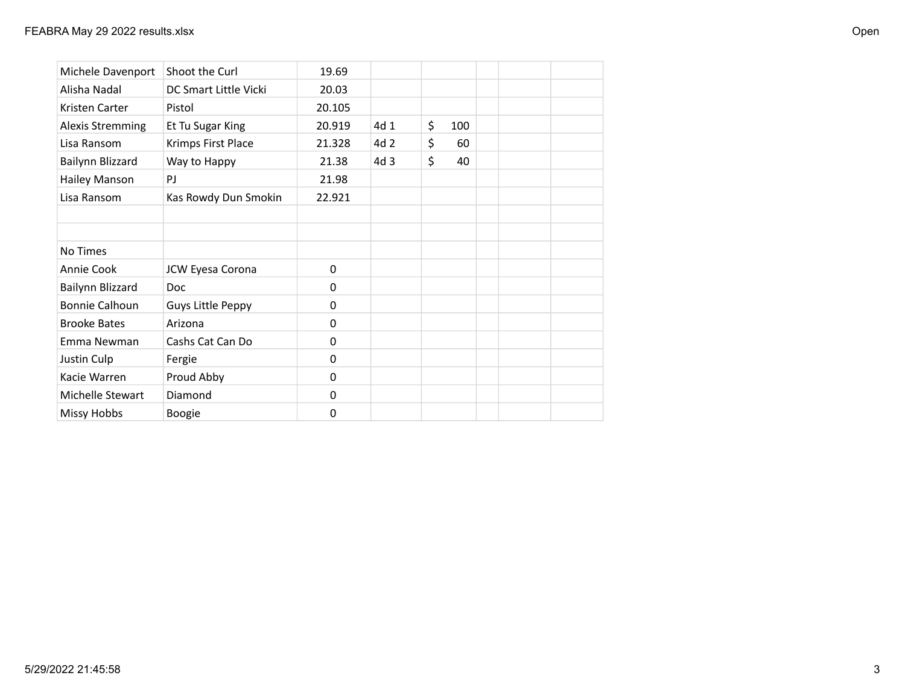| | | | | | | | |
|---|---|---|---|---|---|---|---|
| Michele Davenport | Shoot the Curl | 19.69 | | | | | |
| Alisha Nadal | DC Smart Little Vicki | 20.03 | | | | | |
| Kristen Carter | Pistol | 20.105 | | | | | |
| Alexis Stremming | Et Tu Sugar King | 20.919 | 4d 1 | $ 100 | | | |
| Lisa Ransom | Krimps First Place | 21.328 | 4d 2 | $ 60 | | | |
| Bailynn Blizzard | Way to Happy | 21.38 | 4d 3 | $ 40 | | | |
| Hailey Manson | PJ | 21.98 | | | | | |
| Lisa Ransom | Kas Rowdy Dun Smokin | 22.921 | | | | | |
| | | | | | | | |
| | | | | | | | |
| No Times | | | | | | | |
| Annie Cook | JCW Eyesa Corona | 0 | | | | | |
| Bailynn Blizzard | Doc | 0 | | | | | |
| Bonnie Calhoun | Guys Little Peppy | 0 | | | | | |
| Brooke Bates | Arizona | 0 | | | | | |
| Emma Newman | Cashs Cat Can Do | 0 | | | | | |
| Justin Culp | Fergie | 0 | | | | | |
| Kacie Warren | Proud Abby | 0 | | | | | |
| Michelle Stewart | Diamond | 0 | | | | | |
| Missy Hobbs | Boogie | 0 | | | | | |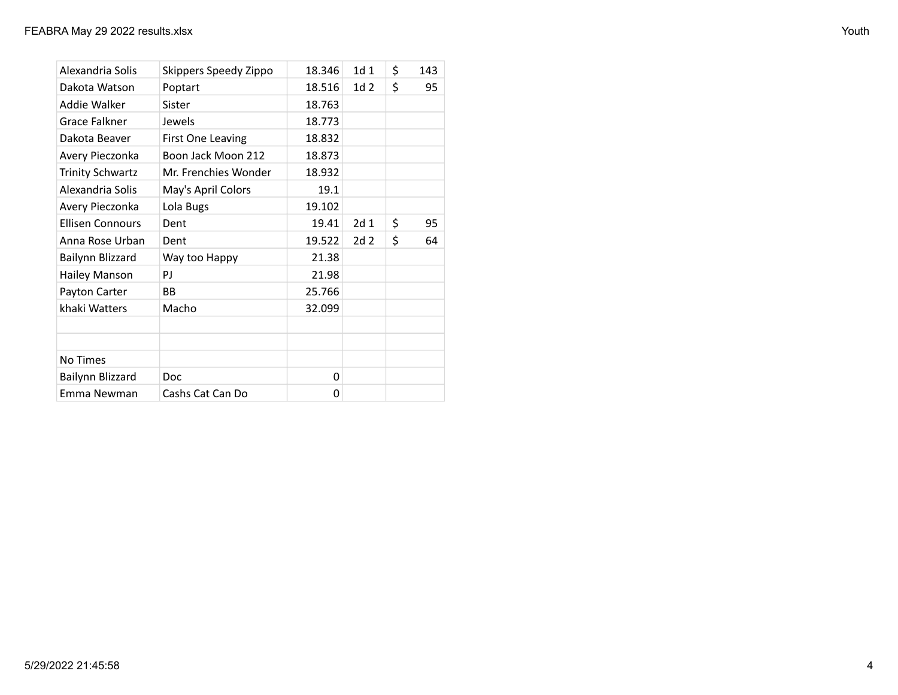| | | | | |
|---|---|---|---|---|
| Alexandria Solis | Skippers Speedy Zippo | 18.346 | 1d 1 | $ 143 |
| Dakota Watson | Poptart | 18.516 | 1d 2 | $ 95 |
| Addie Walker | Sister | 18.763 | | |
| Grace Falkner | Jewels | 18.773 | | |
| Dakota Beaver | First One Leaving | 18.832 | | |
| Avery Pieczonka | Boon Jack Moon 212 | 18.873 | | |
| Trinity Schwartz | Mr. Frenchies Wonder | 18.932 | | |
| Alexandria Solis | May's April Colors | 19.1 | | |
| Avery Pieczonka | Lola Bugs | 19.102 | | |
| Ellisen Connours | Dent | 19.41 | 2d 1 | $ 95 |
| Anna Rose Urban | Dent | 19.522 | 2d 2 | $ 64 |
| Bailynn Blizzard | Way too Happy | 21.38 | | |
| Hailey Manson | PJ | 21.98 | | |
| Payton Carter | BB | 25.766 | | |
| khaki Watters | Macho | 32.099 | | |
| | | | | |
| | | | | |
| No Times | | | | |
| Bailynn Blizzard | Doc | 0 | | |
| Emma Newman | Cashs Cat Can Do | 0 | | |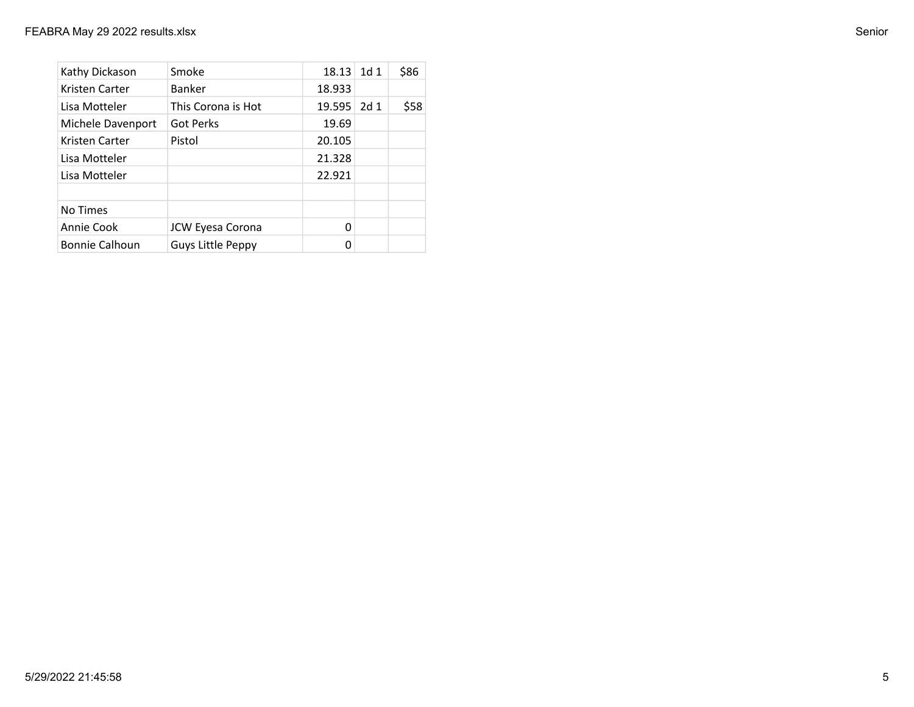| | | | | |
|---|---|---|---|---|
| Kathy Dickason | Smoke | 18.13 | 1d 1 | $86 |
| Kristen Carter | Banker | 18.933 | | |
| Lisa Motteler | This Corona is Hot | 19.595 | 2d 1 | $58 |
| Michele Davenport | Got Perks | 19.69 | | |
| Kristen Carter | Pistol | 20.105 | | |
| Lisa Motteler | | 21.328 | | |
| Lisa Motteler | | 22.921 | | |
| | | | | |
| No Times | | | | |
| Annie Cook | JCW Eyesa Corona | 0 | | |
| Bonnie Calhoun | Guys Little Peppy | 0 | | |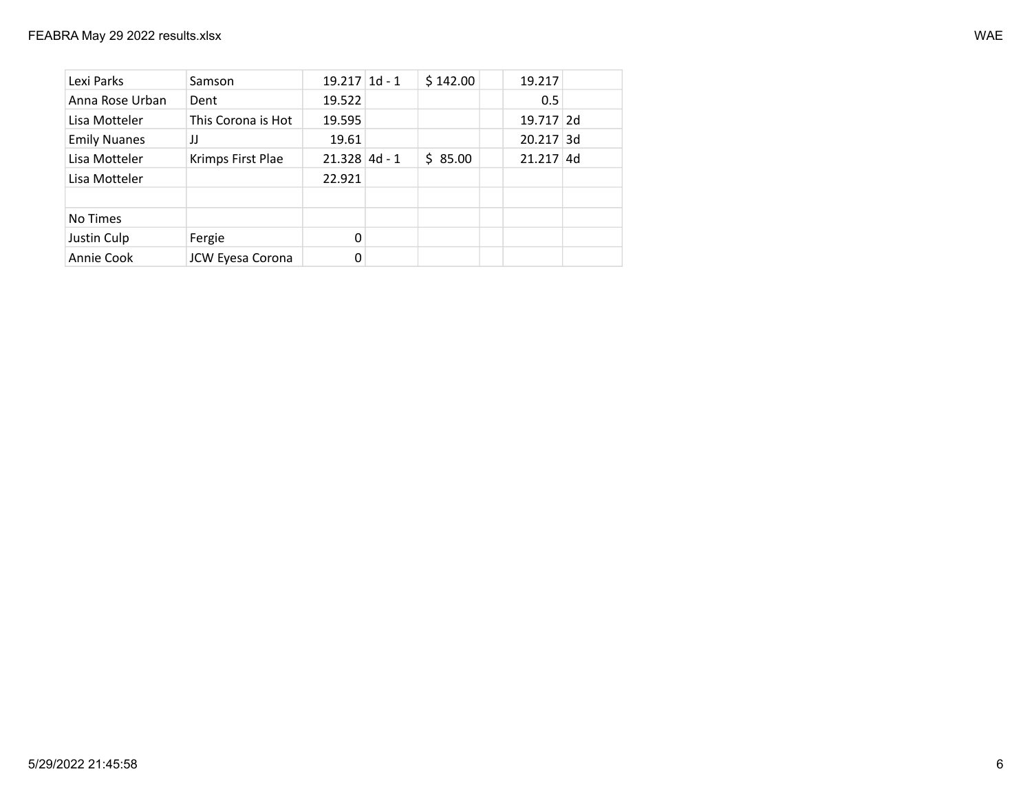| | | | | | | | |
|---|---|---|---|---|---|---|---|
| Lexi Parks | Samson | 19.217 | 1d - 1 | $ 142.00 | | 19.217 | |
| Anna Rose Urban | Dent | 19.522 | | | | 0.5 | |
| Lisa Motteler | This Corona is Hot | 19.595 | | | | 19.717 | 2d |
| Emily Nuanes | JJ | 19.61 | | | | 20.217 | 3d |
| Lisa Motteler | Krimps First Plae | 21.328 | 4d - 1 | $ 85.00 | | 21.217 | 4d |
| Lisa Motteler | | 22.921 | | | | | |
| | | | | | | | |
| No Times | | | | | | | |
| Justin Culp | Fergie | 0 | | | | | |
| Annie Cook | JCW Eyesa Corona | 0 | | | | | |